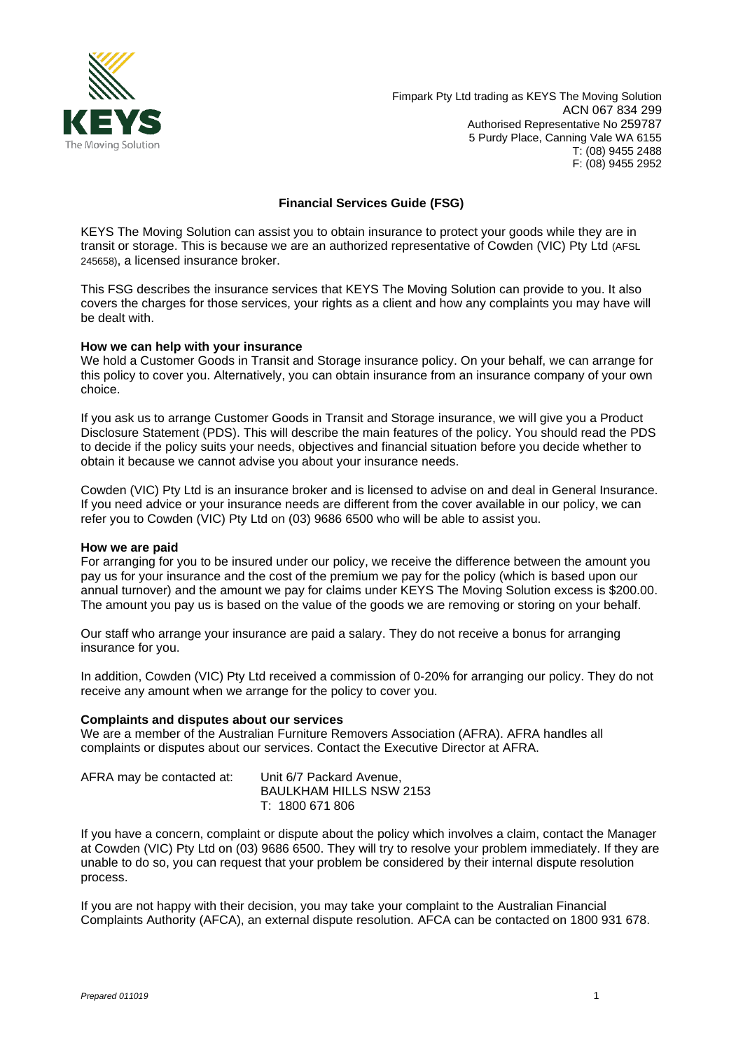Fimpark Pty Ltd trading as KEYS The Moving Solution
ACN 067 834 299
Authorised Representative No 259787
5 Purdy Place, Canning Vale WA 6155
T: (08) 9455 2488
F: (08) 9455 2952

## Financial Services Guide (FSG)

KEYS The Moving Solution can assist you to obtain insurance to protect your goods while they are in transit or storage. This is because we are an authorized representative of Cowden (VIC) Pty Ltd (AFSL 245658), a licensed insurance broker.

This FSG describes the insurance services that KEYS The Moving Solution can provide to you. It also covers the charges for those services, your rights as a client and how any complaints you may have will be dealt with.

### How we can help with your insurance

We hold a Customer Goods in Transit and Storage insurance policy. On your behalf, we can arrange for this policy to cover you. Alternatively, you can obtain insurance from an insurance company of your own choice.

If you ask us to arrange Customer Goods in Transit and Storage insurance, we will give you a Product Disclosure Statement (PDS). This will describe the main features of the policy. You should read the PDS to decide if the policy suits your needs, objectives and financial situation before you decide whether to obtain it because we cannot advise you about your insurance needs.

Cowden (VIC) Pty Ltd is an insurance broker and is licensed to advise on and deal in General Insurance. If you need advice or your insurance needs are different from the cover available in our policy, we can refer you to Cowden (VIC) Pty Ltd on (03) 9686 6500 who will be able to assist you.

### How we are paid

For arranging for you to be insured under our policy, we receive the difference between the amount you pay us for your insurance and the cost of the premium we pay for the policy (which is based upon our annual turnover) and the amount we pay for claims under KEYS The Moving Solution excess is $200.00. The amount you pay us is based on the value of the goods we are removing or storing on your behalf.

Our staff who arrange your insurance are paid a salary. They do not receive a bonus for arranging insurance for you.

In addition, Cowden (VIC) Pty Ltd received a commission of 0-20% for arranging our policy. They do not receive any amount when we arrange for the policy to cover you.

### Complaints and disputes about our services

We are a member of the Australian Furniture Removers Association (AFRA). AFRA handles all complaints or disputes about our services. Contact the Executive Director at AFRA.

AFRA may be contacted at: Unit 6/7 Packard Avenue,
BAULKHAM HILLS NSW 2153
T: 1800 671 806

If you have a concern, complaint or dispute about the policy which involves a claim, contact the Manager at Cowden (VIC) Pty Ltd on (03) 9686 6500. They will try to resolve your problem immediately. If they are unable to do so, you can request that your problem be considered by their internal dispute resolution process.

If you are not happy with their decision, you may take your complaint to the Australian Financial Complaints Authority (AFCA), an external dispute resolution. AFCA can be contacted on 1800 931 678.

*Prepared 011019*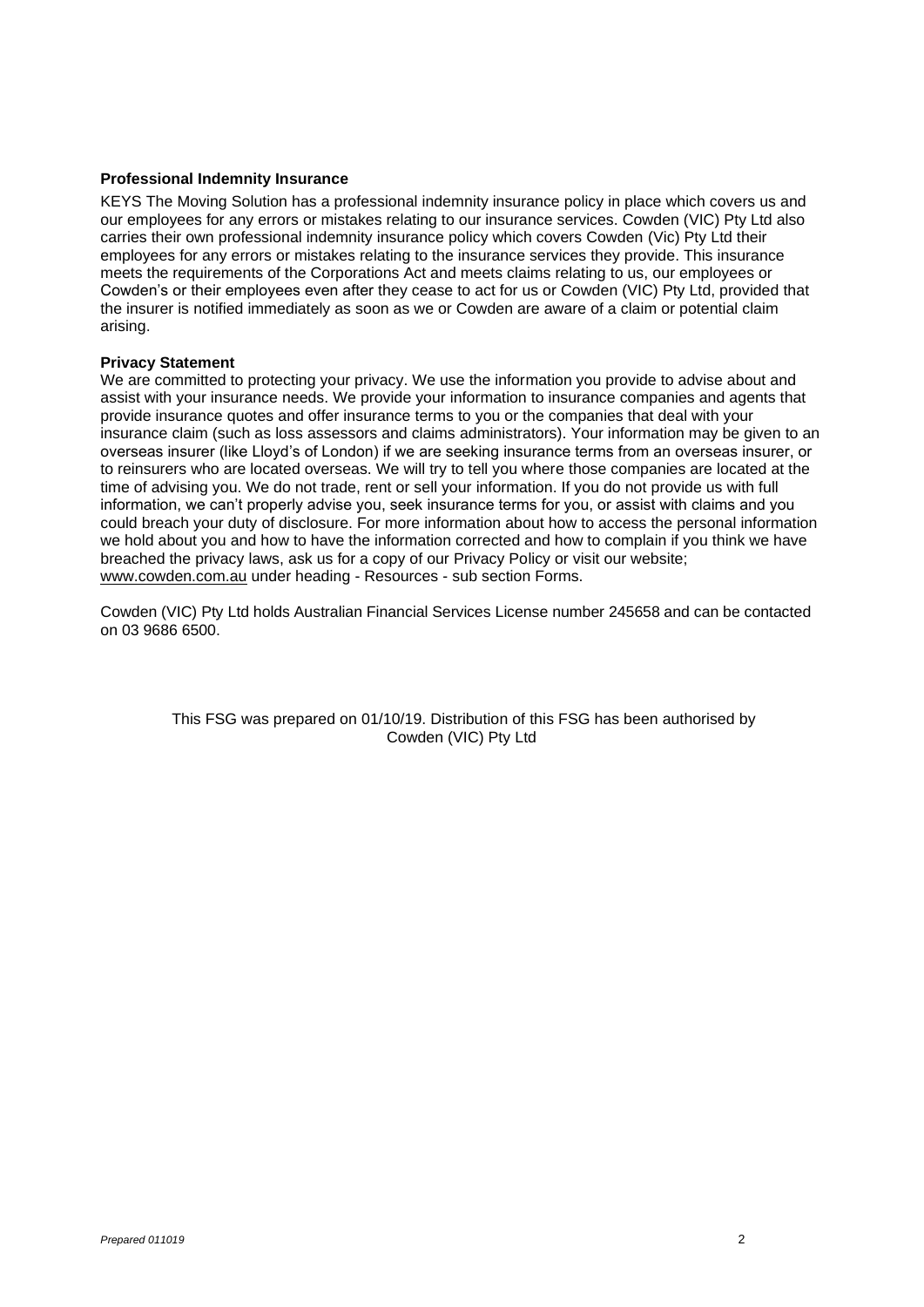**Professional Indemnity Insurance**

KEYS The Moving Solution has a professional indemnity insurance policy in place which covers us and our employees for any errors or mistakes relating to our insurance services. Cowden (VIC) Pty Ltd also carries their own professional indemnity insurance policy which covers Cowden (Vic) Pty Ltd their employees for any errors or mistakes relating to the insurance services they provide. This insurance meets the requirements of the Corporations Act and meets claims relating to us, our employees or Cowden's or their employees even after they cease to act for us or Cowden (VIC) Pty Ltd, provided that the insurer is notified immediately as soon as we or Cowden are aware of a claim or potential claim arising.

**Privacy Statement**

We are committed to protecting your privacy. We use the information you provide to advise about and assist with your insurance needs. We provide your information to insurance companies and agents that provide insurance quotes and offer insurance terms to you or the companies that deal with your insurance claim (such as loss assessors and claims administrators). Your information may be given to an overseas insurer (like Lloyd's of London) if we are seeking insurance terms from an overseas insurer, or to reinsurers who are located overseas. We will try to tell you where those companies are located at the time of advising you. We do not trade, rent or sell your information. If you do not provide us with full information, we can't properly advise you, seek insurance terms for you, or assist with claims and you could breach your duty of disclosure. For more information about how to access the personal information we hold about you and how to have the information corrected and how to complain if you think we have breached the privacy laws, ask us for a copy of our Privacy Policy or visit our website; www.cowden.com.au under heading - Resources - sub section Forms.

Cowden (VIC) Pty Ltd holds Australian Financial Services License number 245658 and can be contacted on 03 9686 6500.

This FSG was prepared on 01/10/19. Distribution of this FSG has been authorised by Cowden (VIC) Pty Ltd